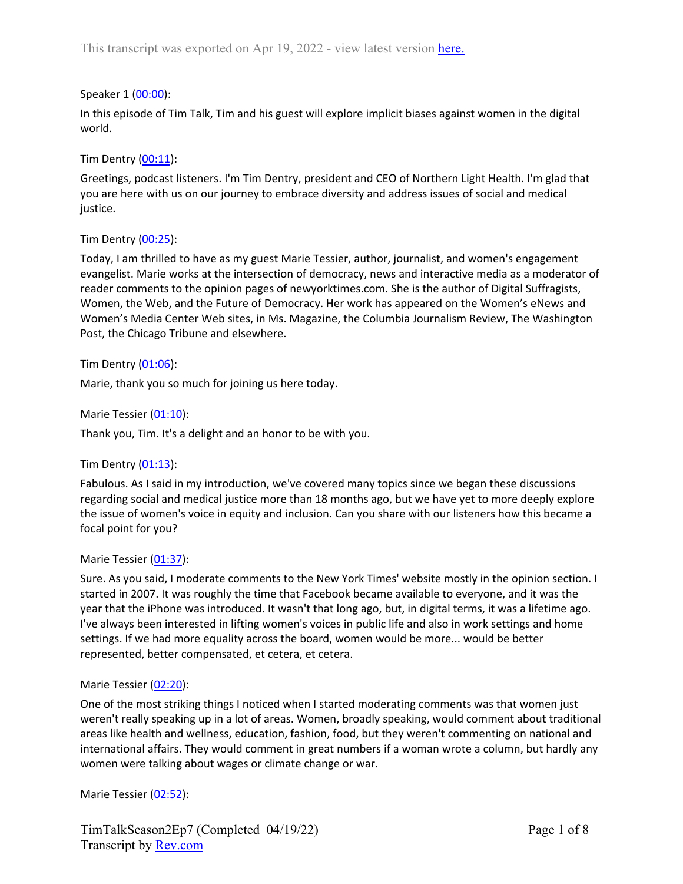This transcript was exported on Apr 19, 2022 - view latest version [here.](#)

Speaker 1 ([00:00](#)):

In this episode of Tim Talk, Tim and his guest will explore implicit biases against women in the digital world.

Tim Dentry ([00:11](#)):

Greetings, podcast listeners. I'm Tim Dentry, president and CEO of Northern Light Health. I'm glad that you are here with us on our journey to embrace diversity and address issues of social and medical justice.

Tim Dentry ([00:25](#)):

Today, I am thrilled to have as my guest Marie Tessier, author, journalist, and women's engagement evangelist. Marie works at the intersection of democracy, news and interactive media as a moderator of reader comments to the opinion pages of newyorktimes.com. She is the author of Digital Suffragists, Women, the Web, and the Future of Democracy. Her work has appeared on the Women's eNews and Women's Media Center Web sites, in Ms. Magazine, the Columbia Journalism Review, The Washington Post, the Chicago Tribune and elsewhere.

Tim Dentry ([01:06](#)):

Marie, thank you so much for joining us here today.

Marie Tessier ([01:10](#)):

Thank you, Tim. It's a delight and an honor to be with you.

Tim Dentry ([01:13](#)):

Fabulous. As I said in my introduction, we've covered many topics since we began these discussions regarding social and medical justice more than 18 months ago, but we have yet to more deeply explore the issue of women's voice in equity and inclusion. Can you share with our listeners how this became a focal point for you?

Marie Tessier ([01:37](#)):

Sure. As you said, I moderate comments to the New York Times' website mostly in the opinion section. I started in 2007. It was roughly the time that Facebook became available to everyone, and it was the year that the iPhone was introduced. It wasn't that long ago, but, in digital terms, it was a lifetime ago. I've always been interested in lifting women's voices in public life and also in work settings and home settings. If we had more equality across the board, women would be more... would be better represented, better compensated, et cetera, et cetera.

Marie Tessier ([02:20](#)):

One of the most striking things I noticed when I started moderating comments was that women just weren't really speaking up in a lot of areas. Women, broadly speaking, would comment about traditional areas like health and wellness, education, fashion, food, but they weren't commenting on national and international affairs. They would comment in great numbers if a woman wrote a column, but hardly any women were talking about wages or climate change or war.

Marie Tessier ([02:52](#)):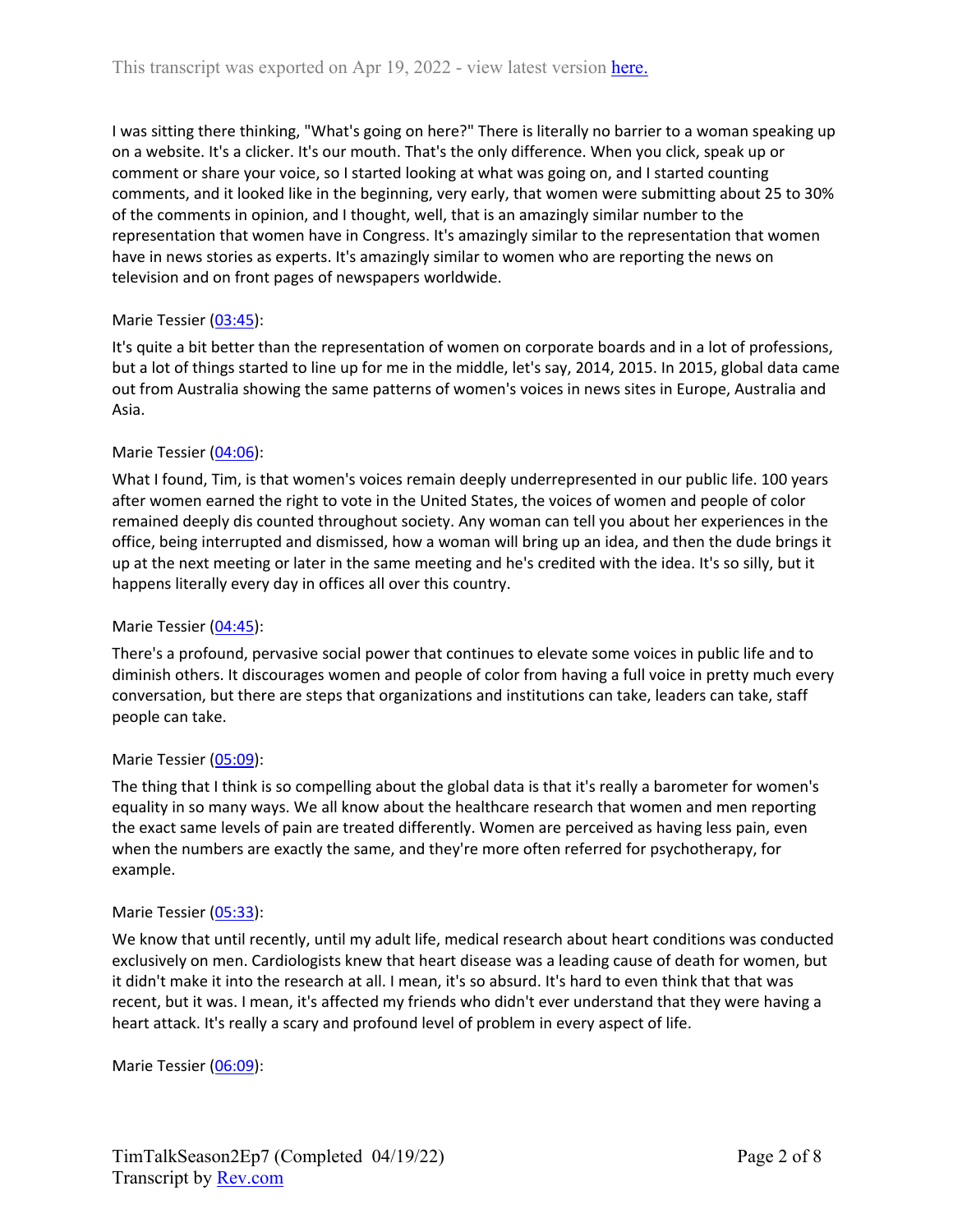I was sitting there thinking, "What's going on here?" There is literally no barrier to a woman speaking up on a website. It's a clicker. It's our mouth. That's the only difference. When you click, speak up or comment or share your voice, so I started looking at what was going on, and I started counting comments, and it looked like in the beginning, very early, that women were submitting about 25 to 30% of the comments in opinion, and I thought, well, that is an amazingly similar number to the representation that women have in Congress. It's amazingly similar to the representation that women have in news stories as experts. It's amazingly similar to women who are reporting the news on television and on front pages of newspapers worldwide.

Marie Tessier (03:45):

It's quite a bit better than the representation of women on corporate boards and in a lot of professions, but a lot of things started to line up for me in the middle, let's say, 2014, 2015. In 2015, global data came out from Australia showing the same patterns of women's voices in news sites in Europe, Australia and Asia.

Marie Tessier (04:06):

What I found, Tim, is that women's voices remain deeply underrepresented in our public life. 100 years after women earned the right to vote in the United States, the voices of women and people of color remained deeply dis counted throughout society. Any woman can tell you about her experiences in the office, being interrupted and dismissed, how a woman will bring up an idea, and then the dude brings it up at the next meeting or later in the same meeting and he's credited with the idea. It's so silly, but it happens literally every day in offices all over this country.

Marie Tessier (04:45):

There's a profound, pervasive social power that continues to elevate some voices in public life and to diminish others. It discourages women and people of color from having a full voice in pretty much every conversation, but there are steps that organizations and institutions can take, leaders can take, staff people can take.

Marie Tessier (05:09):

The thing that I think is so compelling about the global data is that it's really a barometer for women's equality in so many ways. We all know about the healthcare research that women and men reporting the exact same levels of pain are treated differently. Women are perceived as having less pain, even when the numbers are exactly the same, and they're more often referred for psychotherapy, for example.

Marie Tessier (05:33):

We know that until recently, until my adult life, medical research about heart conditions was conducted exclusively on men. Cardiologists knew that heart disease was a leading cause of death for women, but it didn't make it into the research at all. I mean, it's so absurd. It's hard to even think that that was recent, but it was. I mean, it's affected my friends who didn't ever understand that they were having a heart attack. It's really a scary and profound level of problem in every aspect of life.

Marie Tessier (06:09):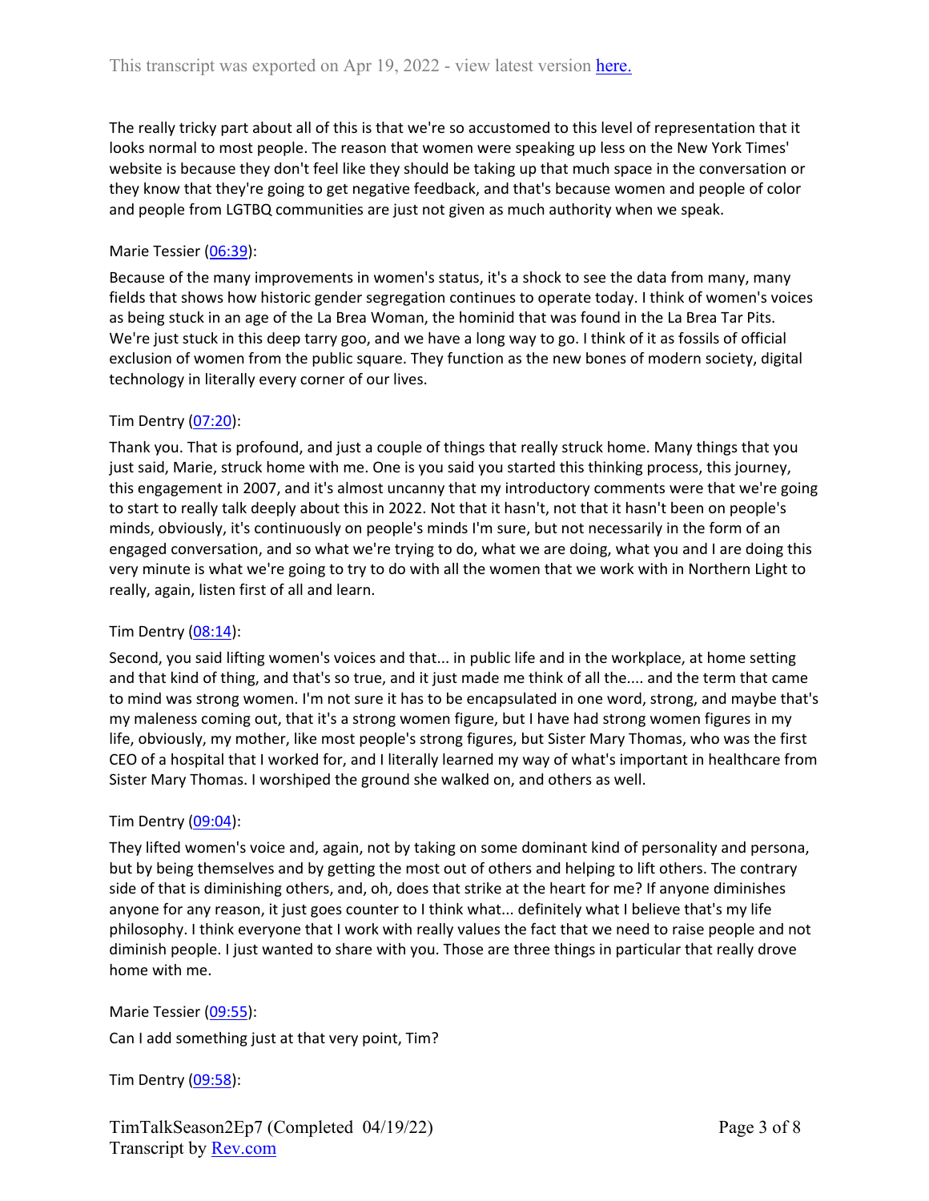The really tricky part about all of this is that we're so accustomed to this level of representation that it looks normal to most people. The reason that women were speaking up less on the New York Times' website is because they don't feel like they should be taking up that much space in the conversation or they know that they're going to get negative feedback, and that's because women and people of color and people from LGTBQ communities are just not given as much authority when we speak.

Marie Tessier (06:39):

Because of the many improvements in women's status, it's a shock to see the data from many, many fields that shows how historic gender segregation continues to operate today. I think of women's voices as being stuck in an age of the La Brea Woman, the hominid that was found in the La Brea Tar Pits. We're just stuck in this deep tarry goo, and we have a long way to go. I think of it as fossils of official exclusion of women from the public square. They function as the new bones of modern society, digital technology in literally every corner of our lives.

Tim Dentry (07:20):

Thank you. That is profound, and just a couple of things that really struck home. Many things that you just said, Marie, struck home with me. One is you said you started this thinking process, this journey, this engagement in 2007, and it's almost uncanny that my introductory comments were that we're going to start to really talk deeply about this in 2022. Not that it hasn't, not that it hasn't been on people's minds, obviously, it's continuously on people's minds I'm sure, but not necessarily in the form of an engaged conversation, and so what we're trying to do, what we are doing, what you and I are doing this very minute is what we're going to try to do with all the women that we work with in Northern Light to really, again, listen first of all and learn.

Tim Dentry (08:14):

Second, you said lifting women's voices and that... in public life and in the workplace, at home setting and that kind of thing, and that's so true, and it just made me think of all the.... and the term that came to mind was strong women. I'm not sure it has to be encapsulated in one word, strong, and maybe that's my maleness coming out, that it's a strong women figure, but I have had strong women figures in my life, obviously, my mother, like most people's strong figures, but Sister Mary Thomas, who was the first CEO of a hospital that I worked for, and I literally learned my way of what's important in healthcare from Sister Mary Thomas. I worshiped the ground she walked on, and others as well.

Tim Dentry (09:04):

They lifted women's voice and, again, not by taking on some dominant kind of personality and persona, but by being themselves and by getting the most out of others and helping to lift others. The contrary side of that is diminishing others, and, oh, does that strike at the heart for me? If anyone diminishes anyone for any reason, it just goes counter to I think what... definitely what I believe that's my life philosophy. I think everyone that I work with really values the fact that we need to raise people and not diminish people. I just wanted to share with you. Those are three things in particular that really drove home with me.

Marie Tessier (09:55):

Can I add something just at that very point, Tim?

Tim Dentry (09:58):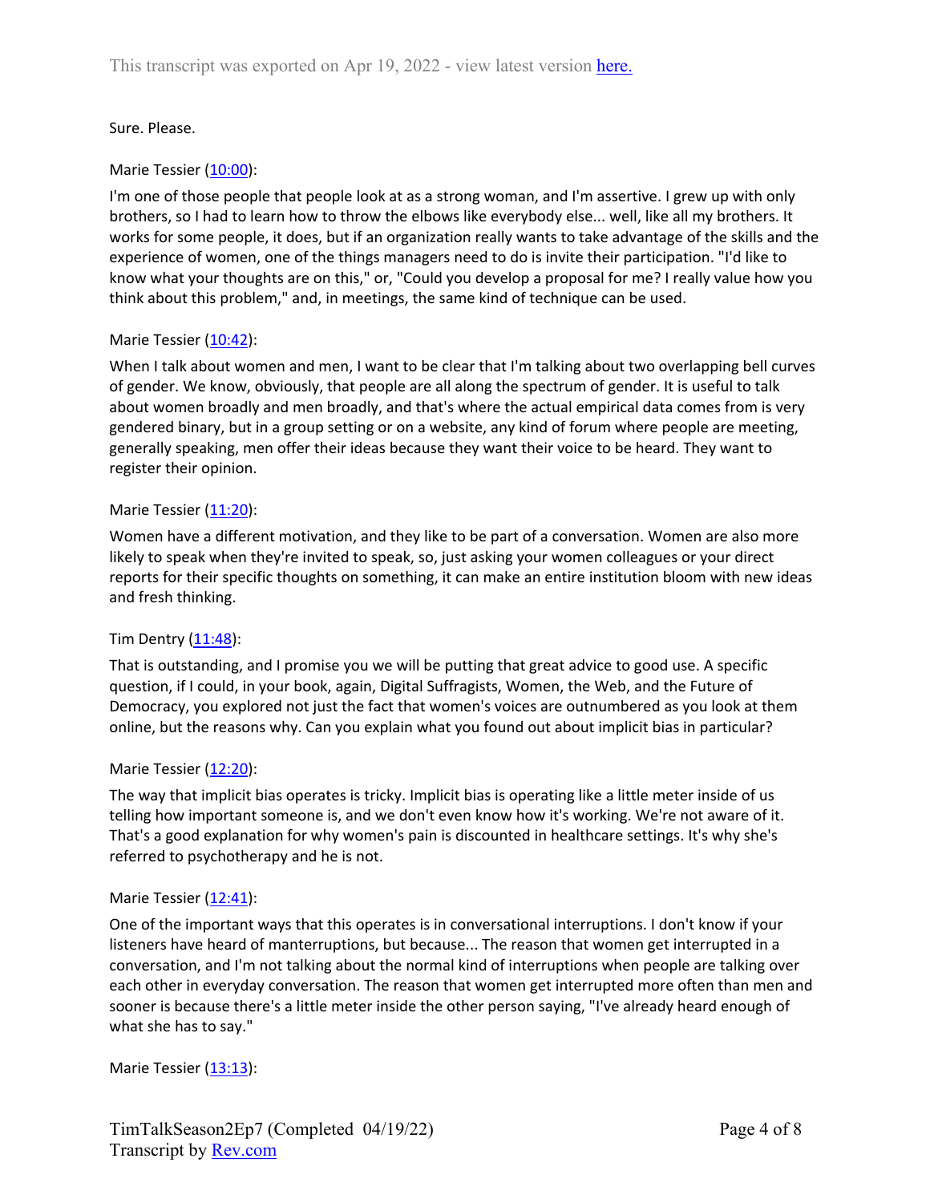Sure. Please.

Marie Tessier (10:00):

I'm one of those people that people look at as a strong woman, and I'm assertive. I grew up with only brothers, so I had to learn how to throw the elbows like everybody else... well, like all my brothers. It works for some people, it does, but if an organization really wants to take advantage of the skills and the experience of women, one of the things managers need to do is invite their participation. "I'd like to know what your thoughts are on this," or, "Could you develop a proposal for me? I really value how you think about this problem," and, in meetings, the same kind of technique can be used.

Marie Tessier (10:42):

When I talk about women and men, I want to be clear that I'm talking about two overlapping bell curves of gender. We know, obviously, that people are all along the spectrum of gender. It is useful to talk about women broadly and men broadly, and that's where the actual empirical data comes from is very gendered binary, but in a group setting or on a website, any kind of forum where people are meeting, generally speaking, men offer their ideas because they want their voice to be heard. They want to register their opinion.

Marie Tessier (11:20):

Women have a different motivation, and they like to be part of a conversation. Women are also more likely to speak when they're invited to speak, so, just asking your women colleagues or your direct reports for their specific thoughts on something, it can make an entire institution bloom with new ideas and fresh thinking.

Tim Dentry (11:48):

That is outstanding, and I promise you we will be putting that great advice to good use. A specific question, if I could, in your book, again, Digital Suffragists, Women, the Web, and the Future of Democracy, you explored not just the fact that women's voices are outnumbered as you look at them online, but the reasons why. Can you explain what you found out about implicit bias in particular?

Marie Tessier (12:20):

The way that implicit bias operates is tricky. Implicit bias is operating like a little meter inside of us telling how important someone is, and we don't even know how it's working. We're not aware of it. That's a good explanation for why women's pain is discounted in healthcare settings. It's why she's referred to psychotherapy and he is not.

Marie Tessier (12:41):

One of the important ways that this operates is in conversational interruptions. I don't know if your listeners have heard of manterruptions, but because... The reason that women get interrupted in a conversation, and I'm not talking about the normal kind of interruptions when people are talking over each other in everyday conversation. The reason that women get interrupted more often than men and sooner is because there's a little meter inside the other person saying, "I've already heard enough of what she has to say."

Marie Tessier (13:13):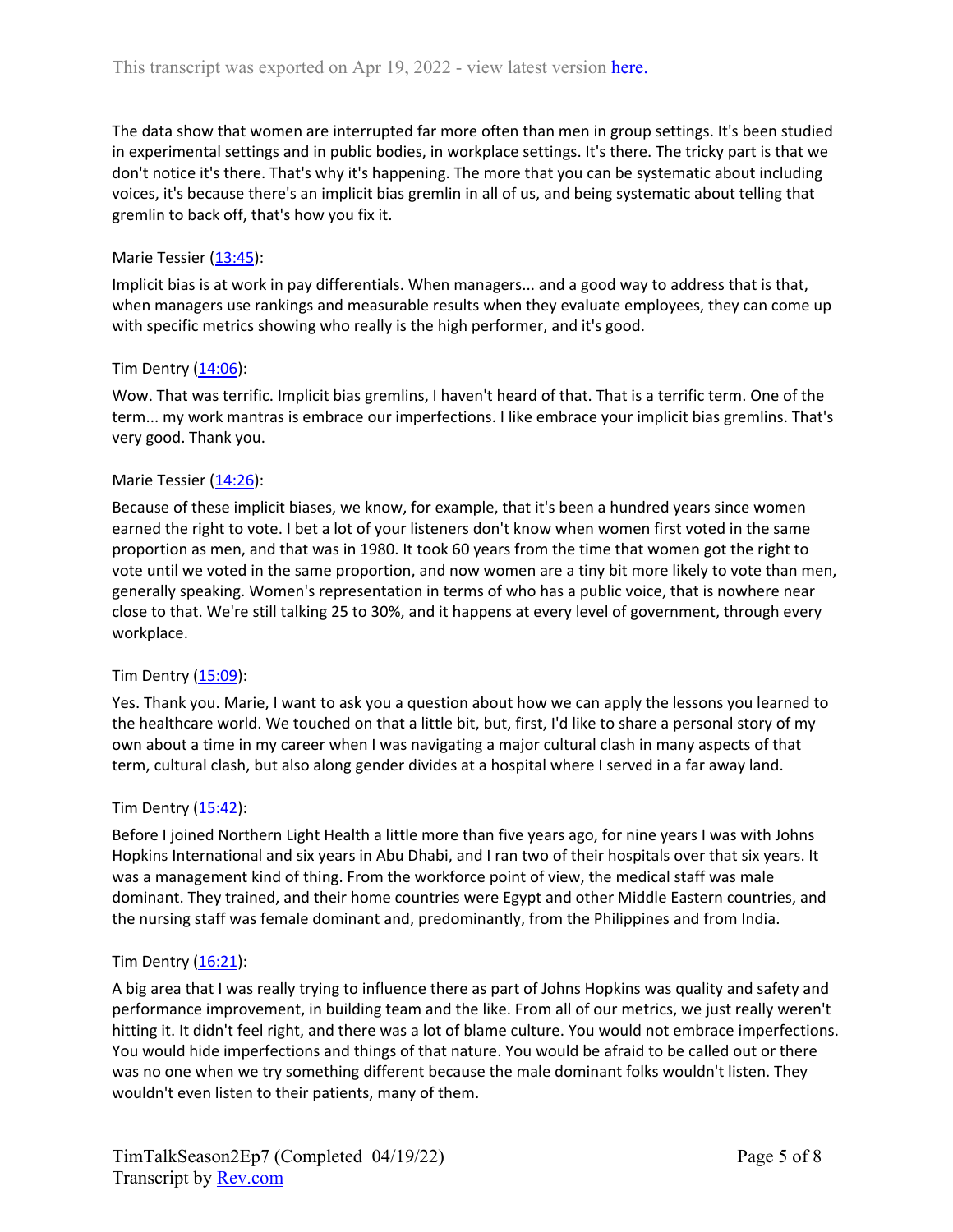The data show that women are interrupted far more often than men in group settings. It's been studied in experimental settings and in public bodies, in workplace settings. It's there. The tricky part is that we don't notice it's there. That's why it's happening. The more that you can be systematic about including voices, it's because there's an implicit bias gremlin in all of us, and being systematic about telling that gremlin to back off, that's how you fix it.

Marie Tessier ([13:45](#)):

Implicit bias is at work in pay differentials. When managers... and a good way to address that is that, when managers use rankings and measurable results when they evaluate employees, they can come up with specific metrics showing who really is the high performer, and it's good.

Tim Dentry ([14:06](#)):

Wow. That was terrific. Implicit bias gremlins, I haven't heard of that. That is a terrific term. One of the term... my work mantras is embrace our imperfections. I like embrace your implicit bias gremlins. That's very good. Thank you.

Marie Tessier ([14:26](#)):

Because of these implicit biases, we know, for example, that it's been a hundred years since women earned the right to vote. I bet a lot of your listeners don't know when women first voted in the same proportion as men, and that was in 1980. It took 60 years from the time that women got the right to vote until we voted in the same proportion, and now women are a tiny bit more likely to vote than men, generally speaking. Women's representation in terms of who has a public voice, that is nowhere near close to that. We're still talking 25 to 30%, and it happens at every level of government, through every workplace.

Tim Dentry ([15:09](#)):

Yes. Thank you. Marie, I want to ask you a question about how we can apply the lessons you learned to the healthcare world. We touched on that a little bit, but, first, I'd like to share a personal story of my own about a time in my career when I was navigating a major cultural clash in many aspects of that term, cultural clash, but also along gender divides at a hospital where I served in a far away land.

Tim Dentry ([15:42](#)):

Before I joined Northern Light Health a little more than five years ago, for nine years I was with Johns Hopkins International and six years in Abu Dhabi, and I ran two of their hospitals over that six years. It was a management kind of thing. From the workforce point of view, the medical staff was male dominant. They trained, and their home countries were Egypt and other Middle Eastern countries, and the nursing staff was female dominant and, predominantly, from the Philippines and from India.

Tim Dentry ([16:21](#)):

A big area that I was really trying to influence there as part of Johns Hopkins was quality and safety and performance improvement, in building team and the like. From all of our metrics, we just really weren't hitting it. It didn't feel right, and there was a lot of blame culture. You would not embrace imperfections. You would hide imperfections and things of that nature. You would be afraid to be called out or there was no one when we try something different because the male dominant folks wouldn't listen. They wouldn't even listen to their patients, many of them.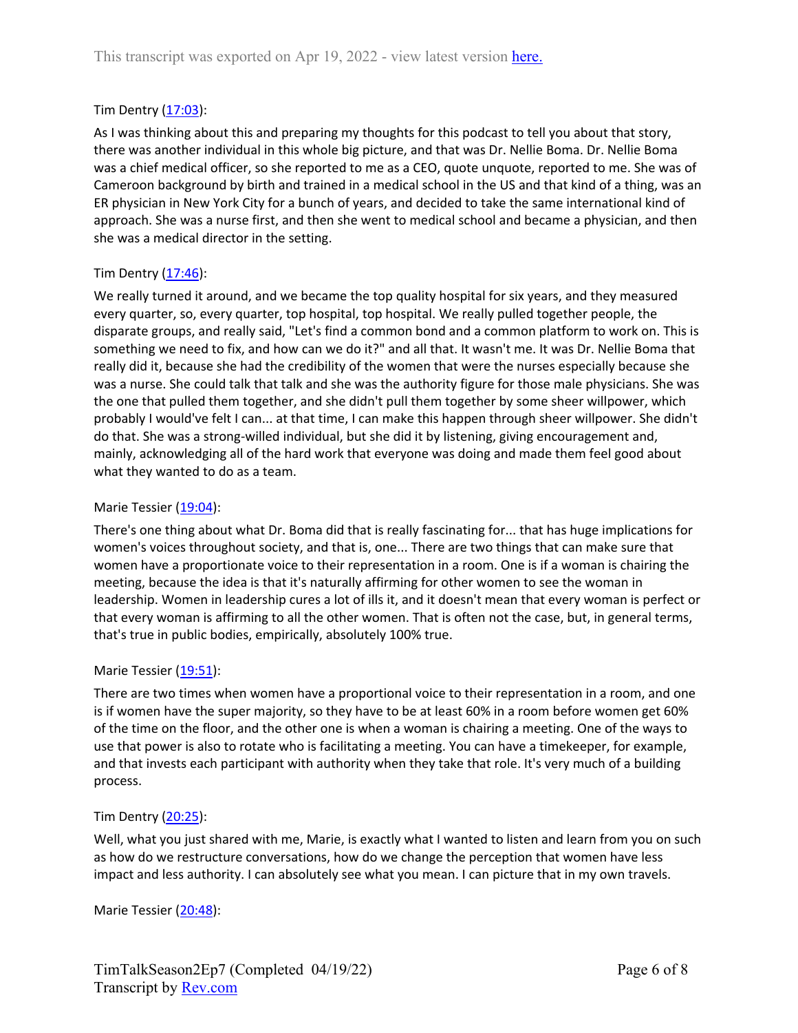Tim Dentry ([17:03](#)):

As I was thinking about this and preparing my thoughts for this podcast to tell you about that story, there was another individual in this whole big picture, and that was Dr. Nellie Boma. Dr. Nellie Boma was a chief medical officer, so she reported to me as a CEO, quote unquote, reported to me. She was of Cameroon background by birth and trained in a medical school in the US and that kind of a thing, was an ER physician in New York City for a bunch of years, and decided to take the same international kind of approach. She was a nurse first, and then she went to medical school and became a physician, and then she was a medical director in the setting.

Tim Dentry ([17:46](#)):

We really turned it around, and we became the top quality hospital for six years, and they measured every quarter, so, every quarter, top hospital, top hospital. We really pulled together people, the disparate groups, and really said, "Let's find a common bond and a common platform to work on. This is something we need to fix, and how can we do it?" and all that. It wasn't me. It was Dr. Nellie Boma that really did it, because she had the credibility of the women that were the nurses especially because she was a nurse. She could talk that talk and she was the authority figure for those male physicians. She was the one that pulled them together, and she didn't pull them together by some sheer willpower, which probably I would've felt I can... at that time, I can make this happen through sheer willpower. She didn't do that. She was a strong-willed individual, but she did it by listening, giving encouragement and, mainly, acknowledging all of the hard work that everyone was doing and made them feel good about what they wanted to do as a team.

Marie Tessier ([19:04](#)):

There's one thing about what Dr. Boma did that is really fascinating for... that has huge implications for women's voices throughout society, and that is, one... There are two things that can make sure that women have a proportionate voice to their representation in a room. One is if a woman is chairing the meeting, because the idea is that it's naturally affirming for other women to see the woman in leadership. Women in leadership cures a lot of ills it, and it doesn't mean that every woman is perfect or that every woman is affirming to all the other women. That is often not the case, but, in general terms, that's true in public bodies, empirically, absolutely 100% true.

Marie Tessier ([19:51](#)):

There are two times when women have a proportional voice to their representation in a room, and one is if women have the super majority, so they have to be at least 60% in a room before women get 60% of the time on the floor, and the other one is when a woman is chairing a meeting. One of the ways to use that power is also to rotate who is facilitating a meeting. You can have a timekeeper, for example, and that invests each participant with authority when they take that role. It's very much of a building process.

Tim Dentry ([20:25](#)):

Well, what you just shared with me, Marie, is exactly what I wanted to listen and learn from you on such as how do we restructure conversations, how do we change the perception that women have less impact and less authority. I can absolutely see what you mean. I can picture that in my own travels.

Marie Tessier ([20:48](#)):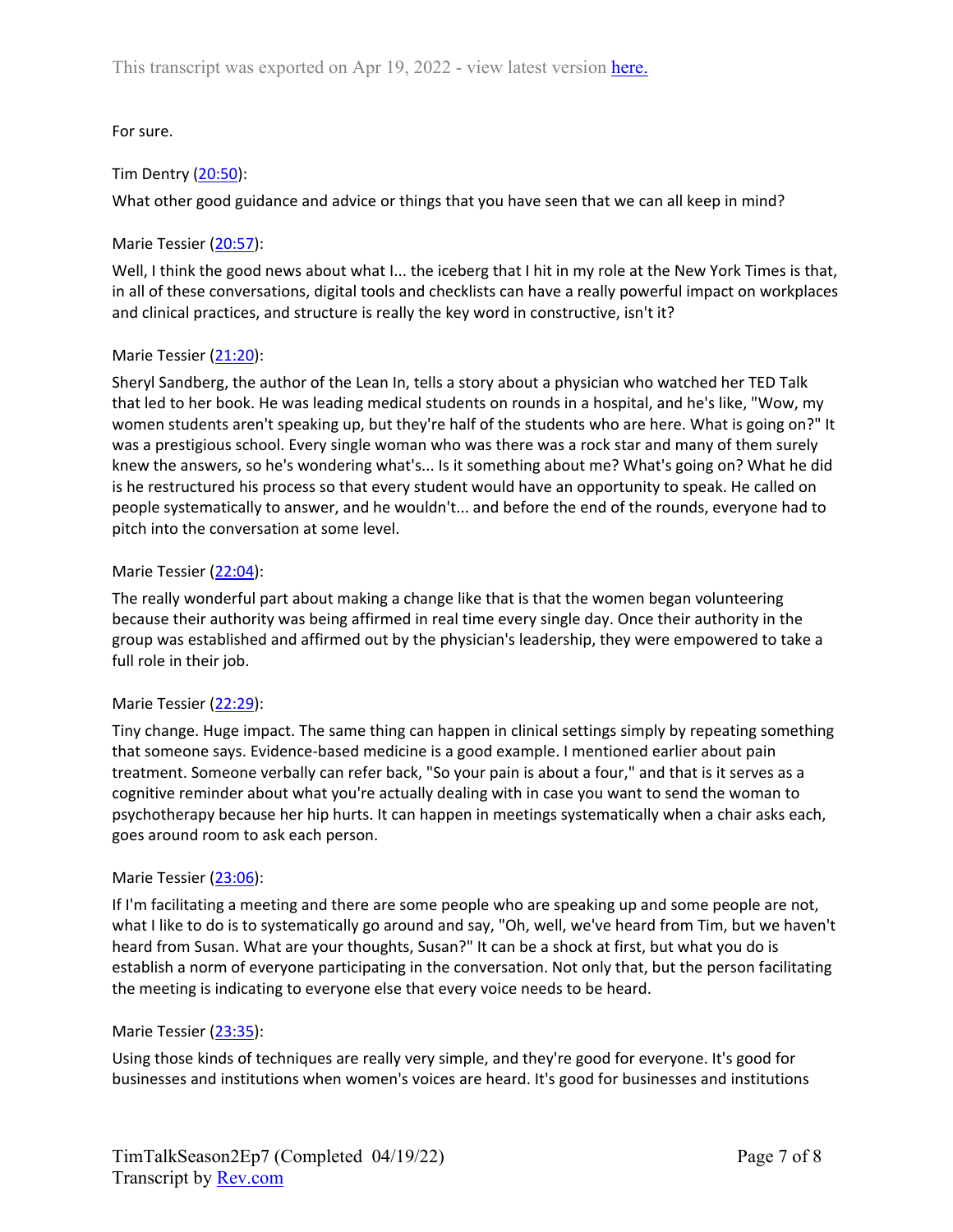For sure.

Tim Dentry ([20:50](#)):

What other good guidance and advice or things that you have seen that we can all keep in mind?

Marie Tessier ([20:57](#)):

Well, I think the good news about what I... the iceberg that I hit in my role at the New York Times is that, in all of these conversations, digital tools and checklists can have a really powerful impact on workplaces and clinical practices, and structure is really the key word in constructive, isn't it?

Marie Tessier ([21:20](#)):

Sheryl Sandberg, the author of the Lean In, tells a story about a physician who watched her TED Talk that led to her book. He was leading medical students on rounds in a hospital, and he's like, "Wow, my women students aren't speaking up, but they're half of the students who are here. What is going on?" It was a prestigious school. Every single woman who was there was a rock star and many of them surely knew the answers, so he's wondering what's... Is it something about me? What's going on? What he did is he restructured his process so that every student would have an opportunity to speak. He called on people systematically to answer, and he wouldn't... and before the end of the rounds, everyone had to pitch into the conversation at some level.

Marie Tessier ([22:04](#)):

The really wonderful part about making a change like that is that the women began volunteering because their authority was being affirmed in real time every single day. Once their authority in the group was established and affirmed out by the physician's leadership, they were empowered to take a full role in their job.

Marie Tessier ([22:29](#)):

Tiny change. Huge impact. The same thing can happen in clinical settings simply by repeating something that someone says. Evidence-based medicine is a good example. I mentioned earlier about pain treatment. Someone verbally can refer back, "So your pain is about a four," and that is it serves as a cognitive reminder about what you're actually dealing with in case you want to send the woman to psychotherapy because her hip hurts. It can happen in meetings systematically when a chair asks each, goes around room to ask each person.

Marie Tessier ([23:06](#)):

If I'm facilitating a meeting and there are some people who are speaking up and some people are not, what I like to do is to systematically go around and say, "Oh, well, we've heard from Tim, but we haven't heard from Susan. What are your thoughts, Susan?" It can be a shock at first, but what you do is establish a norm of everyone participating in the conversation. Not only that, but the person facilitating the meeting is indicating to everyone else that every voice needs to be heard.

Marie Tessier ([23:35](#)):

Using those kinds of techniques are really very simple, and they're good for everyone. It's good for businesses and institutions when women's voices are heard. It's good for businesses and institutions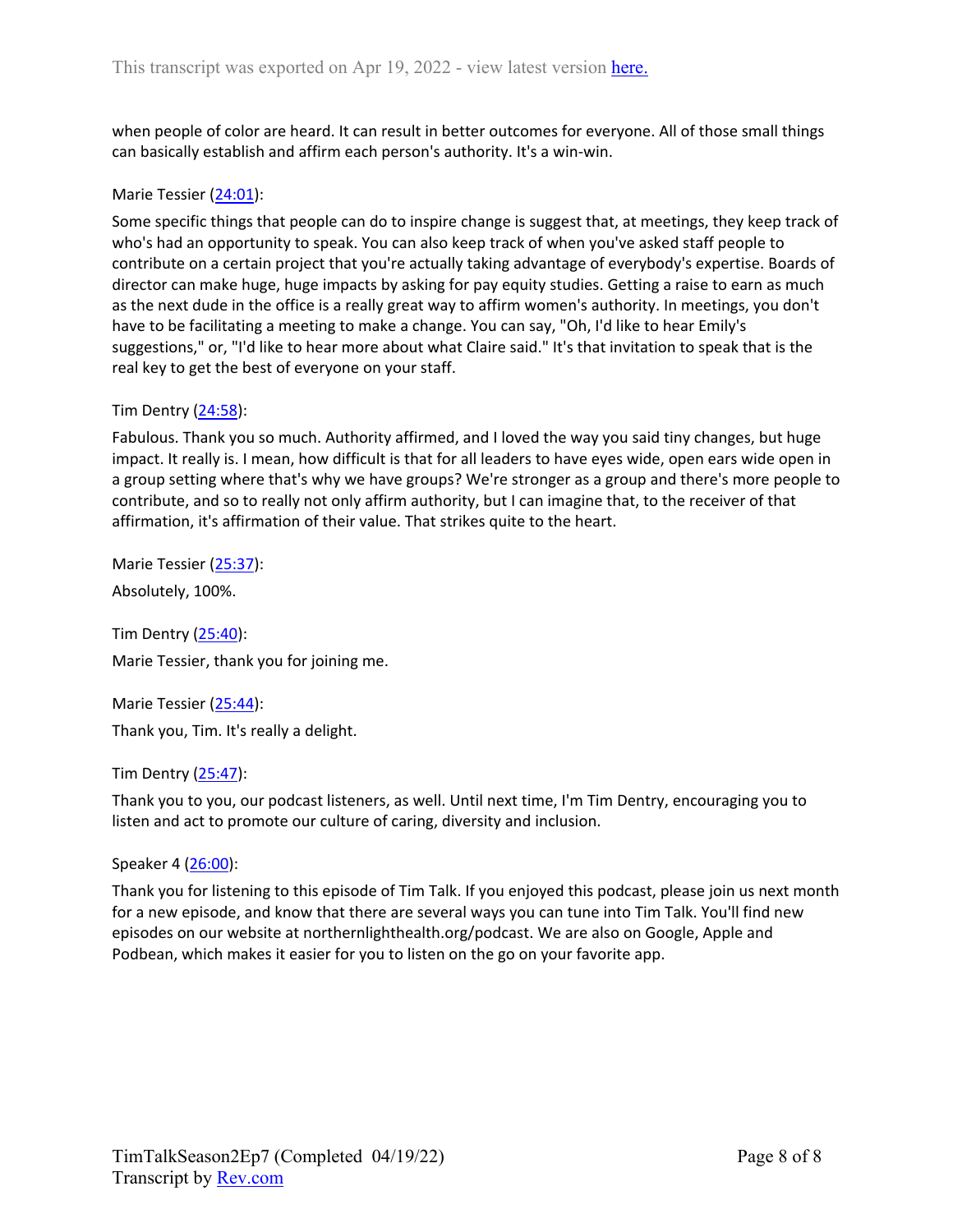when people of color are heard. It can result in better outcomes for everyone. All of those small things can basically establish and affirm each person's authority. It's a win-win.

Marie Tessier (24:01):

Some specific things that people can do to inspire change is suggest that, at meetings, they keep track of who's had an opportunity to speak. You can also keep track of when you've asked staff people to contribute on a certain project that you're actually taking advantage of everybody's expertise. Boards of director can make huge, huge impacts by asking for pay equity studies. Getting a raise to earn as much as the next dude in the office is a really great way to affirm women's authority. In meetings, you don't have to be facilitating a meeting to make a change. You can say, "Oh, I'd like to hear Emily's suggestions," or, "I'd like to hear more about what Claire said." It's that invitation to speak that is the real key to get the best of everyone on your staff.

Tim Dentry (24:58):

Fabulous. Thank you so much. Authority affirmed, and I loved the way you said tiny changes, but huge impact. It really is. I mean, how difficult is that for all leaders to have eyes wide, open ears wide open in a group setting where that's why we have groups? We're stronger as a group and there's more people to contribute, and so to really not only affirm authority, but I can imagine that, to the receiver of that affirmation, it's affirmation of their value. That strikes quite to the heart.

Marie Tessier (25:37):

Absolutely, 100%.

Tim Dentry (25:40):

Marie Tessier, thank you for joining me.

Marie Tessier (25:44):

Thank you, Tim. It's really a delight.

Tim Dentry (25:47):

Thank you to you, our podcast listeners, as well. Until next time, I'm Tim Dentry, encouraging you to listen and act to promote our culture of caring, diversity and inclusion.

Speaker 4 (26:00):

Thank you for listening to this episode of Tim Talk. If you enjoyed this podcast, please join us next month for a new episode, and know that there are several ways you can tune into Tim Talk. You'll find new episodes on our website at northernlighthealth.org/podcast. We are also on Google, Apple and Podbean, which makes it easier for you to listen on the go on your favorite app.